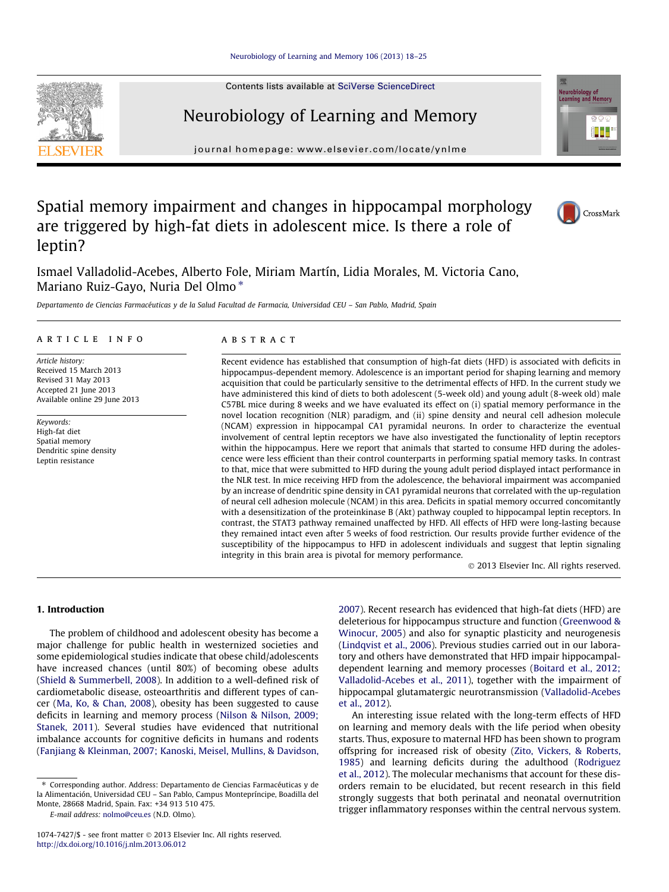# Spatial memory impairment and changes in hippocampal morphology are triggered by high-fat diets in adolescent mice. Is there a role of leptin?

Ismael Valladolid-Acebes, Alberto Fole, Miriam Martín, Lidia Morales, M. Victoria Cano, Mariano Ruiz-Gayo, Nuria Del Olmo *

*Departamento de Ciencias Farmacéuticas y de la Salud Facultad de Farmacia, Universidad CEU – San Pablo, Madrid, Spain*

**ARTICLE INFO**

*Article history:*
Received 15 March 2013
Revised 31 May 2013
Accepted 21 June 2013
Available online 29 June 2013

*Keywords:*
High-fat diet
Spatial memory
Dendritic spine density
Leptin resistance

**ABSTRACT**

Recent evidence has established that consumption of high-fat diets (HFD) is associated with deficits in hippocampus-dependent memory. Adolescence is an important period for shaping learning and memory acquisition that could be particularly sensitive to the detrimental effects of HFD. In the current study we have administered this kind of diets to both adolescent (5-week old) and young adult (8-week old) male C57BL mice during 8 weeks and we have evaluated its effect on (i) spatial memory performance in the novel location recognition (NLR) paradigm, and (ii) spine density and neural cell adhesion molecule (NCAM) expression in hippocampal CA1 pyramidal neurons. In order to characterize the eventual involvement of central leptin receptors we have also investigated the functionality of leptin receptors within the hippocampus. Here we report that animals that started to consume HFD during the adolescence were less efficient than their control counterparts in performing spatial memory tasks. In contrast to that, mice that were submitted to HFD during the young adult period displayed intact performance in the NLR test. In mice receiving HFD from the adolescence, the behavioral impairment was accompanied by an increase of dendritic spine density in CA1 pyramidal neurons that correlated with the up-regulation of neural cell adhesion molecule (NCAM) in this area. Deficits in spatial memory occurred concomitantly with a desensitization of the proteinkinase B (Akt) pathway coupled to hippocampal leptin receptors. In contrast, the STAT3 pathway remained unaffected by HFD. All effects of HFD were long-lasting because they remained intact even after 5 weeks of food restriction. Our results provide further evidence of the susceptibility of the hippocampus to HFD in adolescent individuals and suggest that leptin signaling integrity in this brain area is pivotal for memory performance.

© 2013 Elsevier Inc. All rights reserved.

## 1. Introduction

The problem of childhood and adolescent obesity has become a major challenge for public health in westernized societies and some epidemiological studies indicate that obese child/adolescents have increased chances (until 80%) of becoming obese adults (Shield & Summerbell, 2008). In addition to a well-defined risk of cardiometabolic disease, osteoarthritis and different types of cancer (Ma, Ko, & Chan, 2008), obesity has been suggested to cause deficits in learning and memory process (Nilson & Nilson, 2009; Stanek, 2011). Several studies have evidenced that nutritional imbalance accounts for cognitive deficits in humans and rodents (Fanjiang & Kleinman, 2007; Kanoski, Meisel, Mullins, & Davidson, 2007). Recent research has evidenced that high-fat diets (HFD) are deleterious for hippocampus structure and function (Greenwood & Winocur, 2005) and also for synaptic plasticity and neurogenesis (Lindqvist et al., 2006). Previous studies carried out in our laboratory and others have demonstrated that HFD impair hippocampal-dependent learning and memory processes (Boitard et al., 2012; Valladolid-Acebes et al., 2011), together with the impairment of hippocampal glutamatergic neurotransmission (Valladolid-Acebes et al., 2012).

An interesting issue related with the long-term effects of HFD on learning and memory deals with the life period when obesity starts. Thus, exposure to maternal HFD has been shown to program offspring for increased risk of obesity (Zito, Vickers, & Roberts, 1985) and learning deficits during the adulthood (Rodriguez et al., 2012). The molecular mechanisms that account for these disorders remain to be elucidated, but recent research in this field strongly suggests that both perinatal and neonatal overnutrition trigger inflammatory responses within the central nervous system.

* Corresponding author. Address: Departamento de Ciencias Farmacéuticas y de la Alimentación, Universidad CEU – San Pablo, Campus Montepríncipe, Boadilla del Monte, 28668 Madrid, Spain. Fax: +34 913 510 475.
E-mail address: nolmo@ceu.es (N.D. Olmo).

1074-7427/$ - see front matter © 2013 Elsevier Inc. All rights reserved.
http://dx.doi.org/10.1016/j.nlm.2013.06.012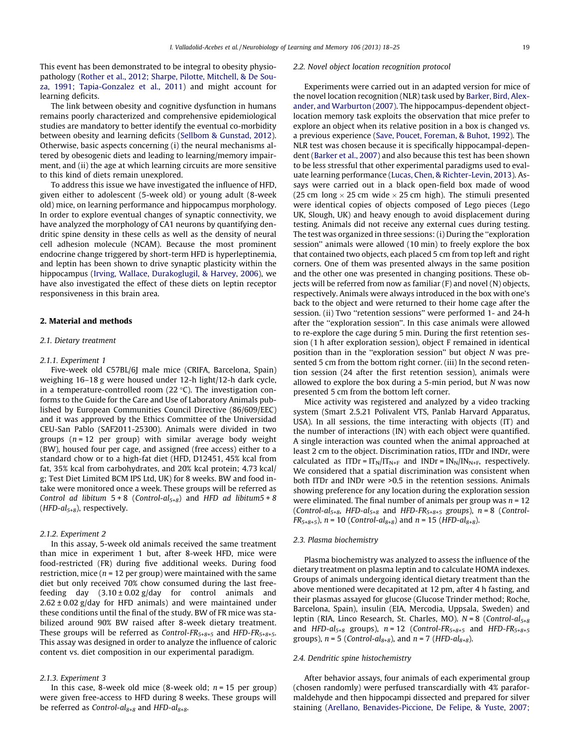This event has been demonstrated to be integral to obesity physiopathology (Rother et al., 2012; Sharpe, Pilotte, Mitchell, & De Souza, 1991; Tapia-Gonzalez et al., 2011) and might account for learning deficits.

The link between obesity and cognitive dysfunction in humans remains poorly characterized and comprehensive epidemiological studies are mandatory to better identify the eventual co-morbidity between obesity and learning deficits (Sellbom & Gunstad, 2012). Otherwise, basic aspects concerning (i) the neural mechanisms altered by obesogenic diets and leading to learning/memory impairment, and (ii) the age at which learning circuits are more sensitive to this kind of diets remain unexplored.

To address this issue we have investigated the influence of HFD, given either to adolescent (5-week old) or young adult (8-week old) mice, on learning performance and hippocampus morphology. In order to explore eventual changes of synaptic connectivity, we have analyzed the morphology of CA1 neurons by quantifying dendritic spine density in these cells as well as the density of neural cell adhesion molecule (NCAM). Because the most prominent endocrine change triggered by short-term HFD is hyperleptinemia, and leptin has been shown to drive synaptic plasticity within the hippocampus (Irving, Wallace, Durakoglugil, & Harvey, 2006), we have also investigated the effect of these diets on leptin receptor responsiveness in this brain area.

## 2. Material and methods

### 2.1. Dietary treatment

#### 2.1.1. Experiment 1

Five-week old C57BL/6J male mice (CRIFA, Barcelona, Spain) weighing 16–18 g were housed under 12-h light/12-h dark cycle, in a temperature-controlled room (22 °C). The investigation conforms to the Guide for the Care and Use of Laboratory Animals published by European Communities Council Directive (86/609/EEC) and it was approved by the Ethics Committee of the Universidad CEU-San Pablo (SAF2011-25300). Animals were divided in two groups ($n = 12$ per group) with similar average body weight (BW), housed four per cage, and assigned (free access) either to a standard chow or to a high-fat diet (HFD, D12451, 45% kcal from fat, 35% kcal from carbohydrates, and 20% kcal protein; 4.73 kcal/g; Test Diet Limited BCM IPS Ltd, UK) for 8 weeks. BW and food intake were monitored once a week. These groups will be referred as *Control ad libitum* 5 + 8 (*Control-al*$_{5+8}$) and *HFD ad libitum5 + 8* (*HFD-al*$_{5+8}$), respectively.

#### 2.1.2. Experiment 2

In this assay, 5-week old animals received the same treatment than mice in experiment 1 but, after 8-week HFD, mice were food-restricted (FR) during five additional weeks. During food restriction, mice ($n = 12$ per group) were maintained with the same diet but only received 70% chow consumed during the last free-feeding day (3.10 ± 0.02 g/day for control animals and 2.62 ± 0.02 g/day for HFD animals) and were maintained under these conditions until the final of the study. BW of FR mice was stabilized around 90% BW raised after 8-week dietary treatment. These groups will be referred as *Control-FR*$_{5+8+5}$ and *HFD-FR*$_{5+8+5}$. This assay was designed in order to analyze the influence of caloric content vs. diet composition in our experimental paradigm.

#### 2.1.3. Experiment 3

In this case, 8-week old mice (8-week old; $n = 15$ per group) were given free-access to HFD during 8 weeks. These groups will be referred as *Control-al*$_{8+8}$ and *HFD-al*$_{8+8}$.

### 2.2. Novel object location recognition protocol

Experiments were carried out in an adapted version for mice of the novel location recognition (NLR) task used by Barker, Bird, Alexander, and Warburton (2007). The hippocampus-dependent object-location memory task exploits the observation that mice prefer to explore an object when its relative position in a box is changed vs. a previous experience (Save, Poucet, Foreman, & Buhot, 1992). The NLR test was chosen because it is specifically hippocampal-dependent (Barker et al., 2007) and also because this test has been shown to be less stressful that other experimental paradigms used to evaluate learning performance (Lucas, Chen, & Richter-Levin, 2013). Assays were carried out in a black open-field box made of wood (25 cm long × 25 cm wide × 25 cm high). The stimuli presented were identical copies of objects composed of Lego pieces (Lego UK, Slough, UK) and heavy enough to avoid displacement during testing. Animals did not receive any external cues during testing. The test was organized in three sessions: (i) During the "exploration session" animals were allowed (10 min) to freely explore the box that contained two objects, each placed 5 cm from top left and right corners. One of them was presented always in the same position and the other one was presented in changing positions. These objects will be referred from now as familiar (F) and novel (N) objects, respectively. Animals were always introduced in the box with one's back to the object and were returned to their home cage after the session. (ii) Two "retention sessions" were performed 1- and 24-h after the "exploration session". In this case animals were allowed to re-explore the cage during 5 min. During the first retention session (1 h after exploration session), object F remained in identical position than in the "exploration session" but object *N* was presented 5 cm from the bottom right corner. (iii) In the second retention session (24 after the first retention session), animals were allowed to explore the box during a 5-min period, but *N* was now presented 5 cm from the bottom left corner.

Mice activity was registered and analyzed by a video tracking system (Smart 2.5.21 Polivalent VTS, Panlab Harvard Apparatus, USA). In all sessions, the time interacting with objects (IT) and the number of interactions (IN) with each object were quantified. A single interaction was counted when the animal approached at least 2 cm to the object. Discrimination ratios, ITDr and INDr, were calculated as $ITDr = IT_N/IT_{N+F}$ and $INDr = IN_N/IN_{N+F}$, respectively. We considered that a spatial discrimination was consistent when both ITDr and INDr were >0.5 in the retention sessions. Animals showing preference for any location during the exploration session were eliminated. The final number of animals per group was $n = 12$ (*Control-al*$_{5+8}$, *HFD-al*$_{5+8}$ and *HFD-FR*$_{5+8+5}$ groups), $n = 8$ (*Control-FR*$_{5+8+5}$), $n = 10$ (*Control-al*$_{8+8}$) and $n = 15$ (*HFD-al*$_{8+8}$).

### 2.3. Plasma biochemistry

Plasma biochemistry was analyzed to assess the influence of the dietary treatment on plasma leptin and to calculate HOMA indexes. Groups of animals undergoing identical dietary treatment than the above mentioned were decapitated at 12 pm, after 4 h fasting, and their plasmas assayed for glucose (Glucose Trinder method; Roche, Barcelona, Spain), insulin (EIA, Mercodia, Uppsala, Sweden) and leptin (RIA, Linco Research, St. Charles, MO). $N = 8$ (*Control-al*$_{5+8}$ and *HFD-al*$_{5+8}$ groups), $n = 12$ (*Control-FR*$_{5+8+5}$ and *HFD-FR*$_{5+8+5}$ groups), $n = 5$ (*Control-al*$_{8+8}$), and $n = 7$ (*HFD-al*$_{8+8}$).

### 2.4. Dendritic spine histochemistry

After behavior assays, four animals of each experimental group (chosen randomly) were perfused transcardially with 4% paraformaldehyde and then hippocampi dissected and prepared for silver staining (Arellano, Benavides-Piccione, De Felipe, & Yuste, 2007;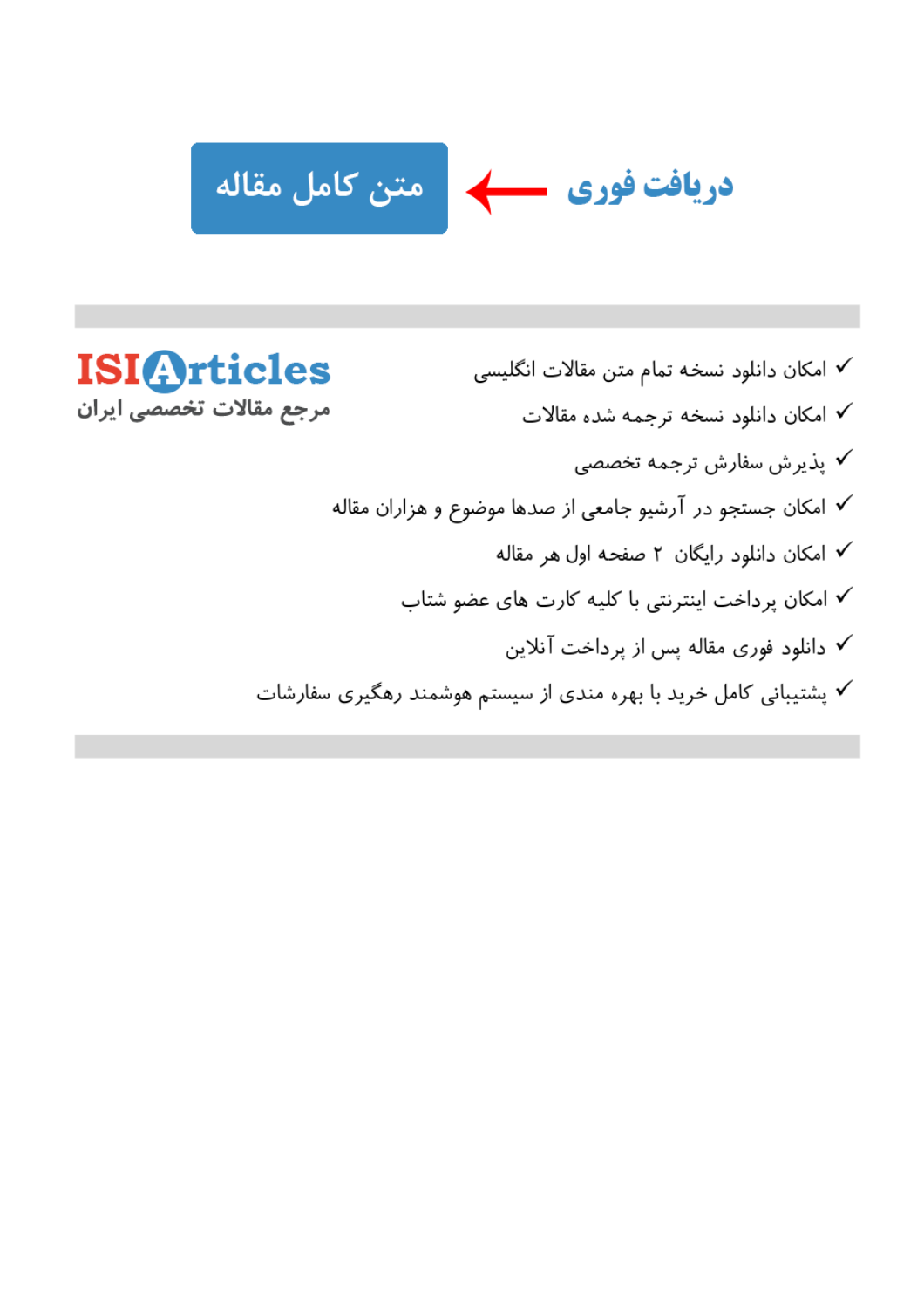دریافت فوری ← **متن کامل مقاله**

**ISIArticles**
مرجع مقالات تخصصی ایران

- ✓ امکان دانلود نسخه تمام متن مقالات انگلیسی
- ✓ امکان دانلود نسخه ترجمه شده مقالات
- ✓ پذیرش سفارش ترجمه تخصصی
- ✓ امکان جستجو در آرشیو جامعی از صدها موضوع و هزاران مقاله
- ✓ امکان دانلود رایگان ۲ صفحه اول هر مقاله
- ✓ امکان پرداخت اینترنتی با کلیه کارت های عضو شتاب
- ✓ دانلود فوری مقاله پس از پرداخت آنلاین
- ✓ پشتیبانی کامل خرید با بهره مندی از سیستم هوشمند رهگیری سفارشات